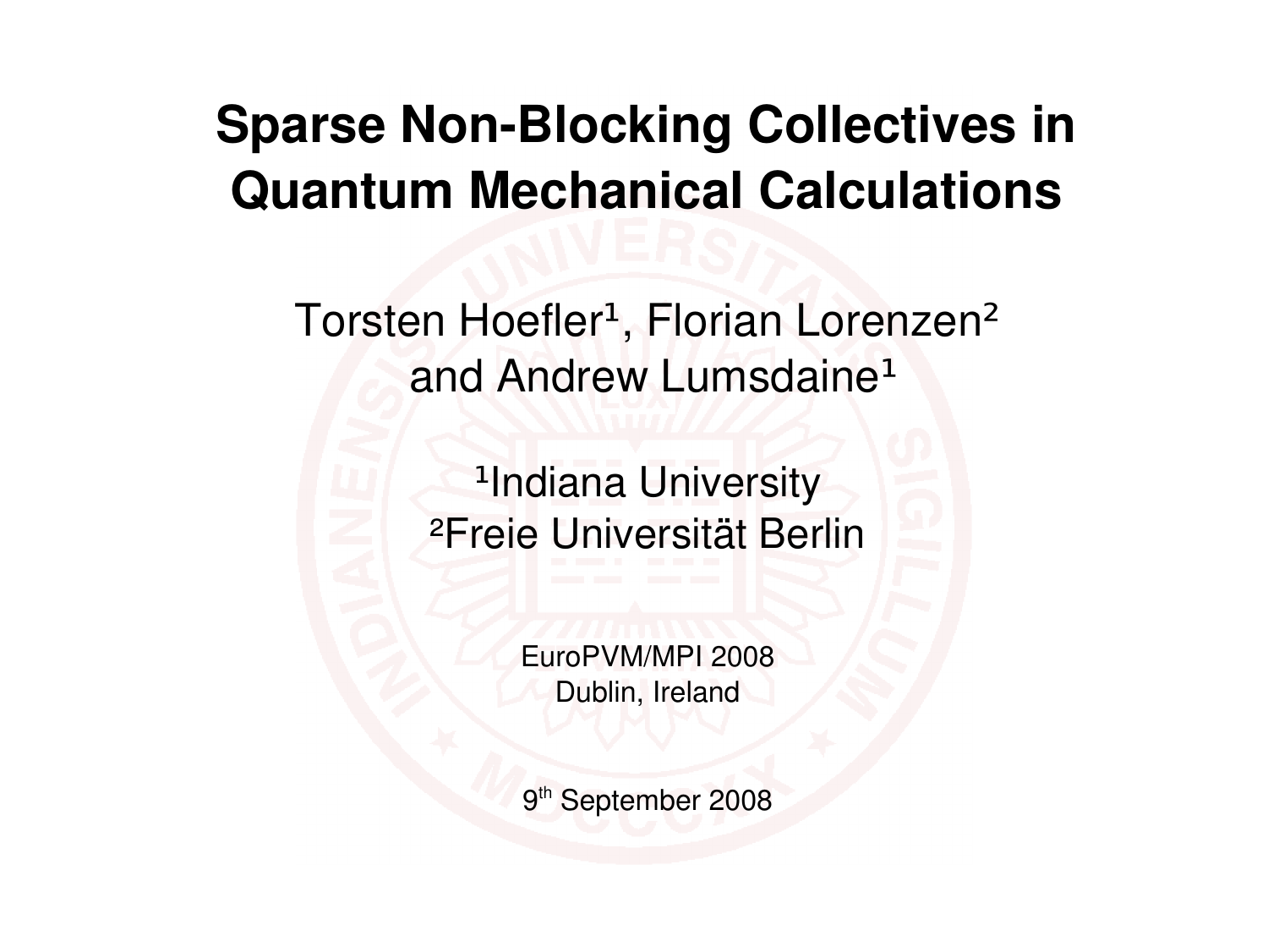# Sparse Non-Blocking Collectives in Quantum Mechanical Calculations

Torsten Hoefler[1], Florian Lorenzen[2] and Andrew Lumsdaine[1]

[1]Indiana University
[2]Freie Universität Berlin

EuroPVM/MPI 2008
Dublin, Ireland

9th September 2008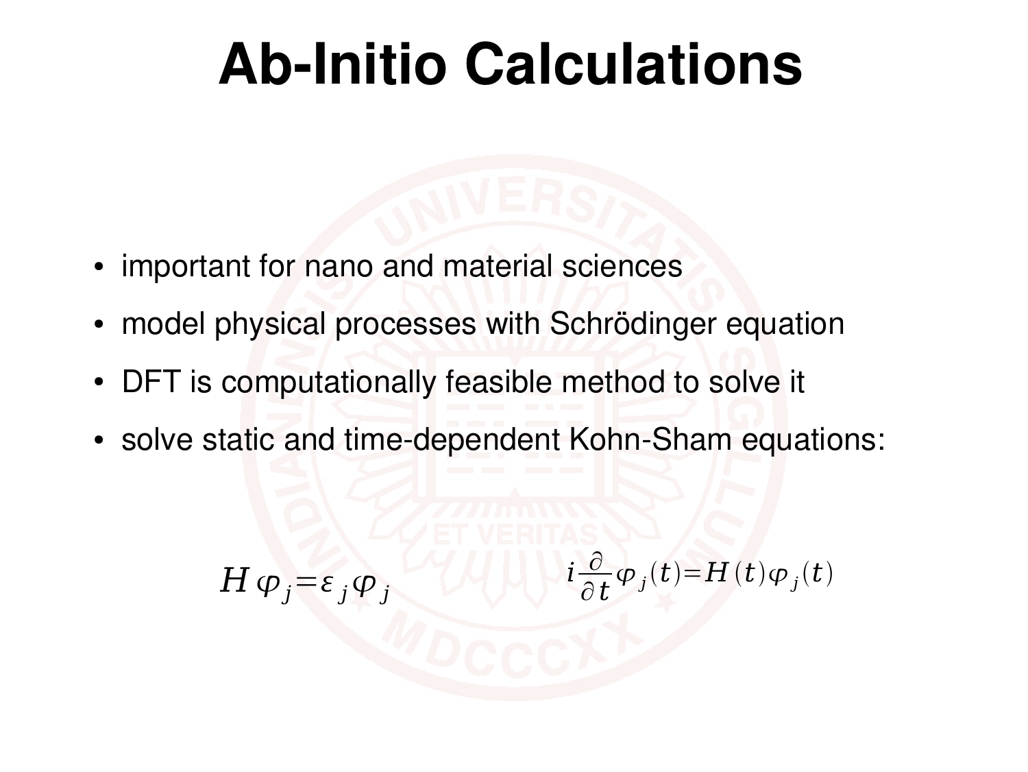# Ab-Initio Calculations

- important for nano and material sciences
- model physical processes with Schrödinger equation
- DFT is computationally feasible method to solve it
- solve static and time-dependent Kohn-Sham equations:

$$H\varphi_j = \varepsilon_j \varphi_j \qquad\qquad i\frac{\partial}{\partial t}\varphi_j(t) = H(t)\varphi_j(t)$$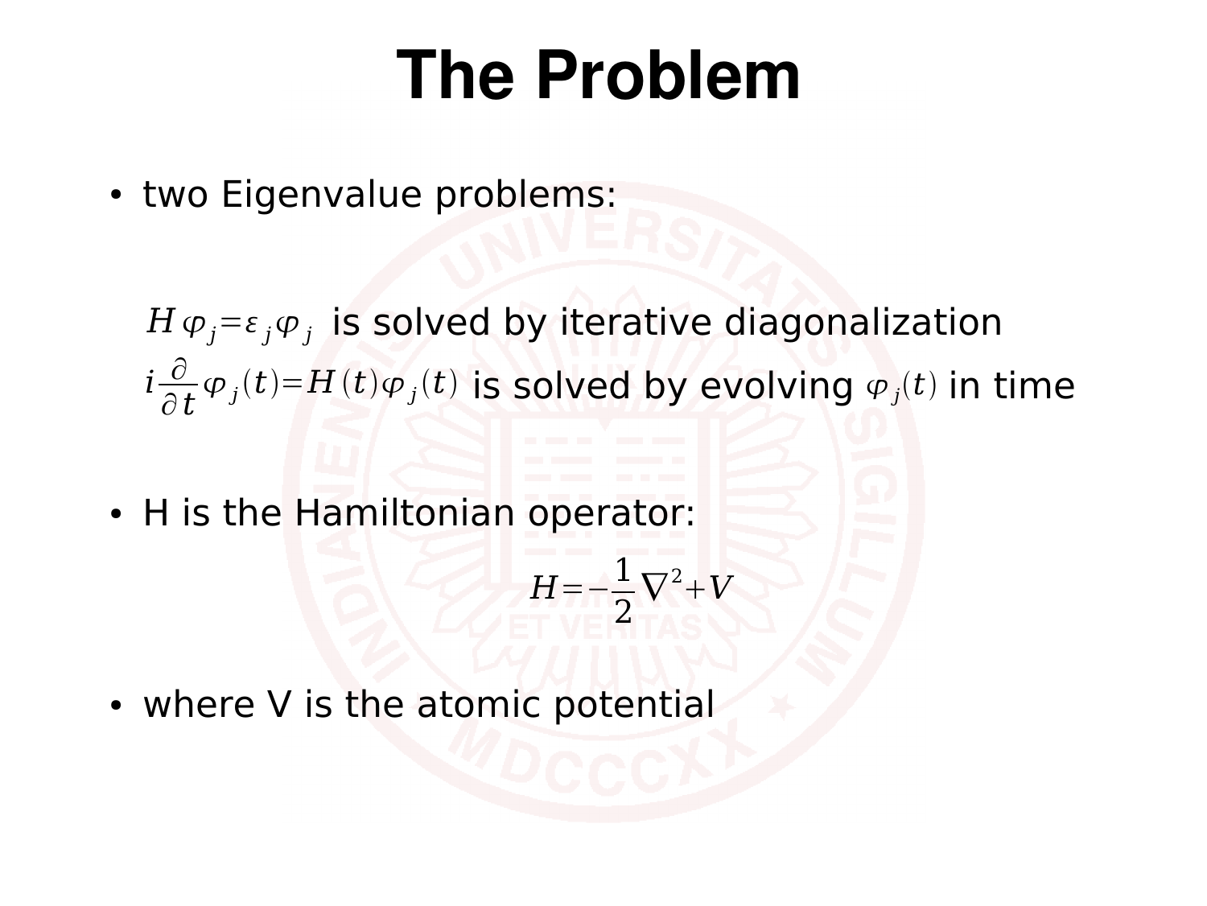# The Problem

- two Eigenvalue problems:

  $H\varphi_j = \varepsilon_j \varphi_j$ is solved by iterative diagonalization

  $i\frac{\partial}{\partial t}\varphi_j(t) = H(t)\varphi_j(t)$ is solved by evolving $\varphi_j(t)$ in time

- H is the Hamiltonian operator:

$$H = -\frac{1}{2}\nabla^2 + V$$

- where V is the atomic potential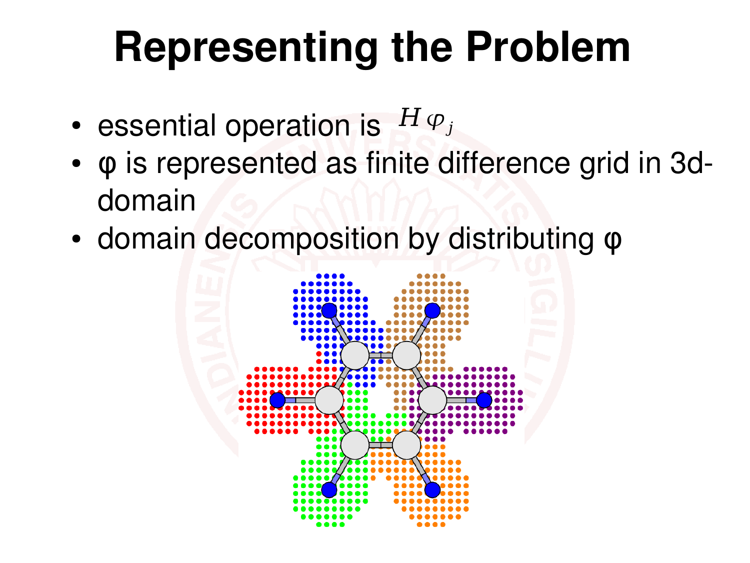# Representing the Problem

- essential operation is $H\varphi_j$
- φ is represented as finite difference grid in 3d-domain
- domain decomposition by distributing φ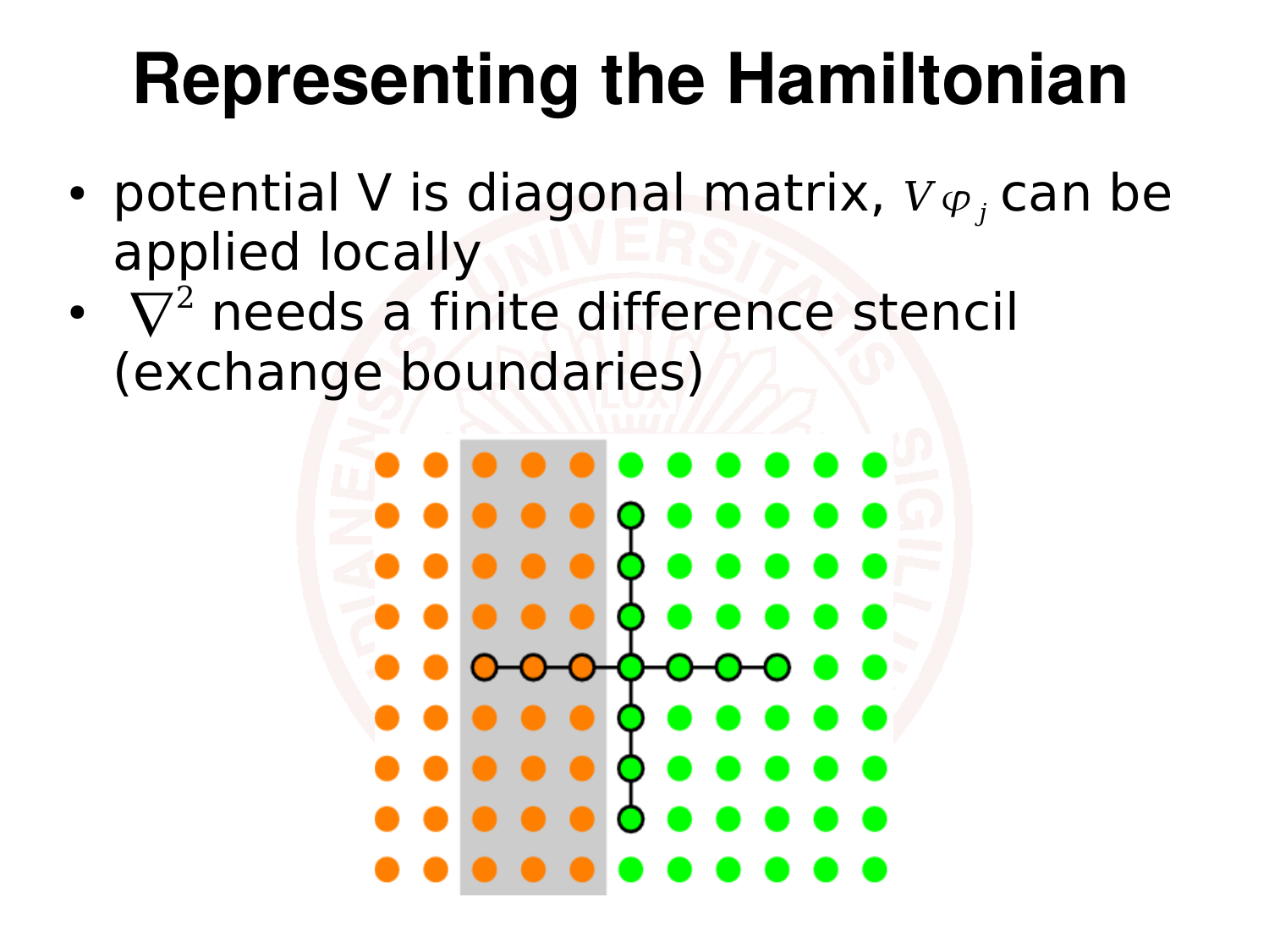# Representing the Hamiltonian

- potential V is diagonal matrix, $V\varphi_j$ can be applied locally
- $\nabla^2$ needs a finite difference stencil (exchange boundaries)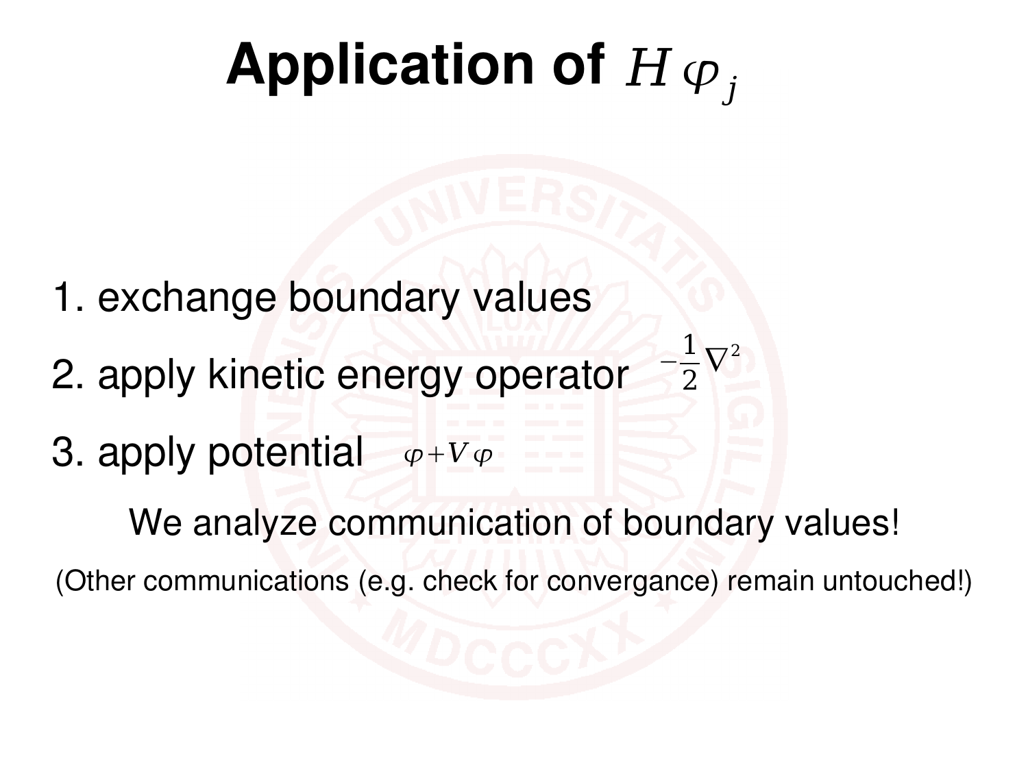# Application of $H\varphi_j$

1. exchange boundary values
2. apply kinetic energy operator $-\frac{1}{2}\nabla^2$
3. apply potential $\varphi + V\varphi$

We analyze communication of boundary values!

(Other communications (e.g. check for convergance) remain untouched!)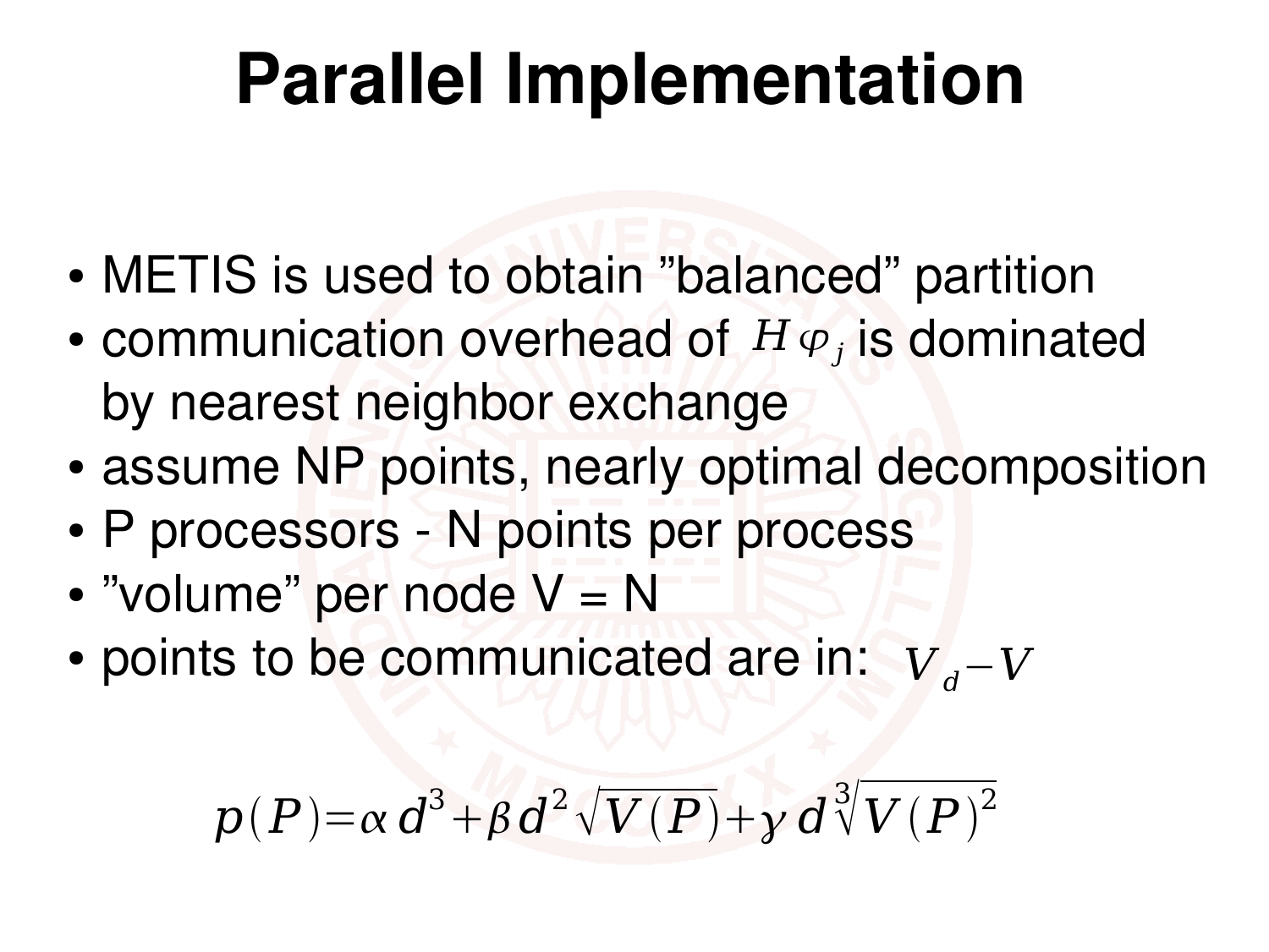# Parallel Implementation

- METIS is used to obtain ”balanced” partition
- communication overhead of $H\varphi_j$ is dominated by nearest neighbor exchange
- assume NP points, nearly optimal decomposition
- P processors - N points per process
- ”volume” per node V = N
- points to be communicated are in: $V_d - V$

$$p(P) = \alpha d^3 + \beta d^2 \sqrt{V(P)} + \gamma d \sqrt[3]{V(P)^2}$$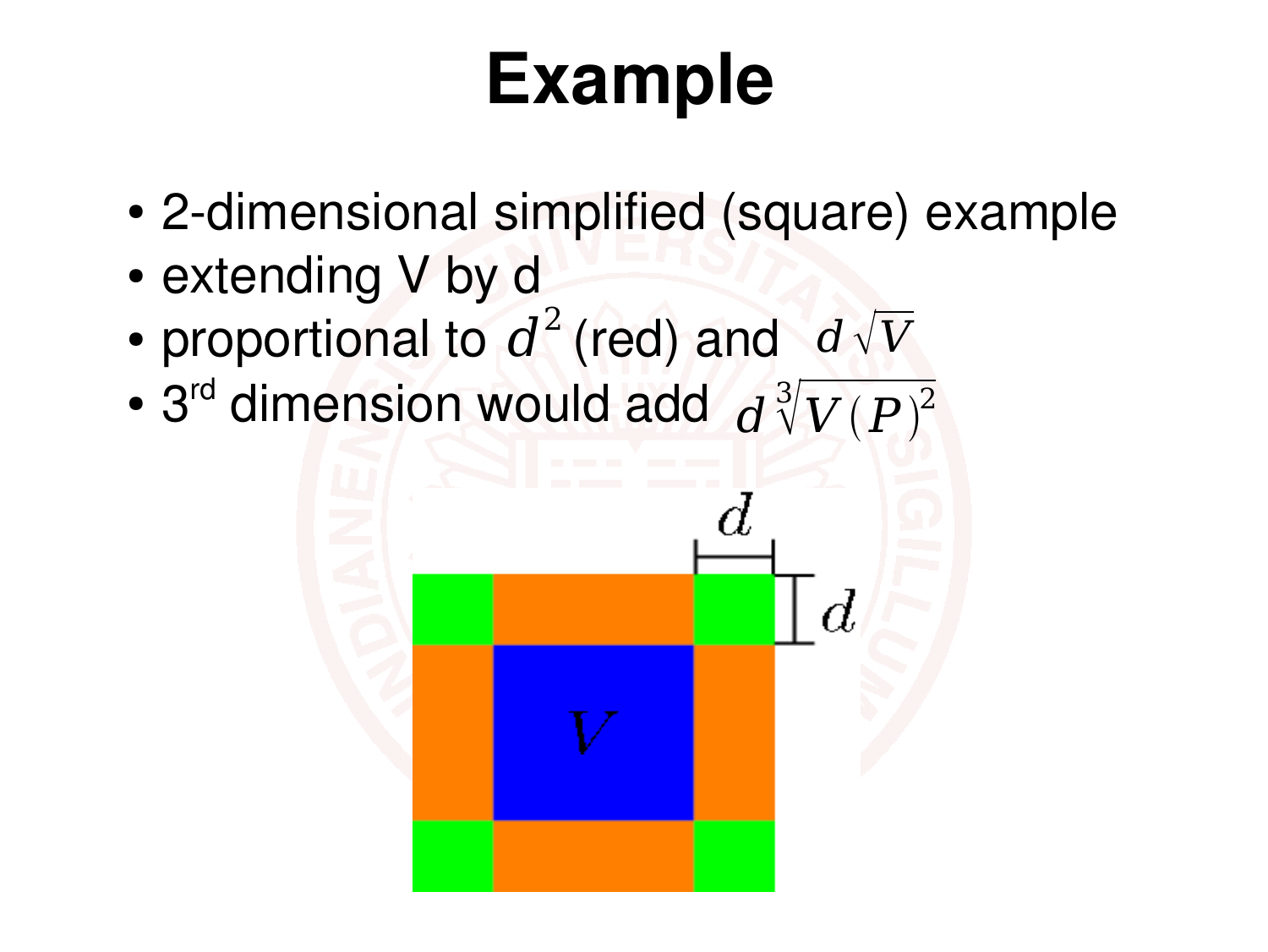# Example

- 2-dimensional simplified (square) example
- extending V by d
- proportional to $d^2$ (red) and $d\sqrt{V}$
- 3rd dimension would add $d\sqrt[3]{V(P)^2}$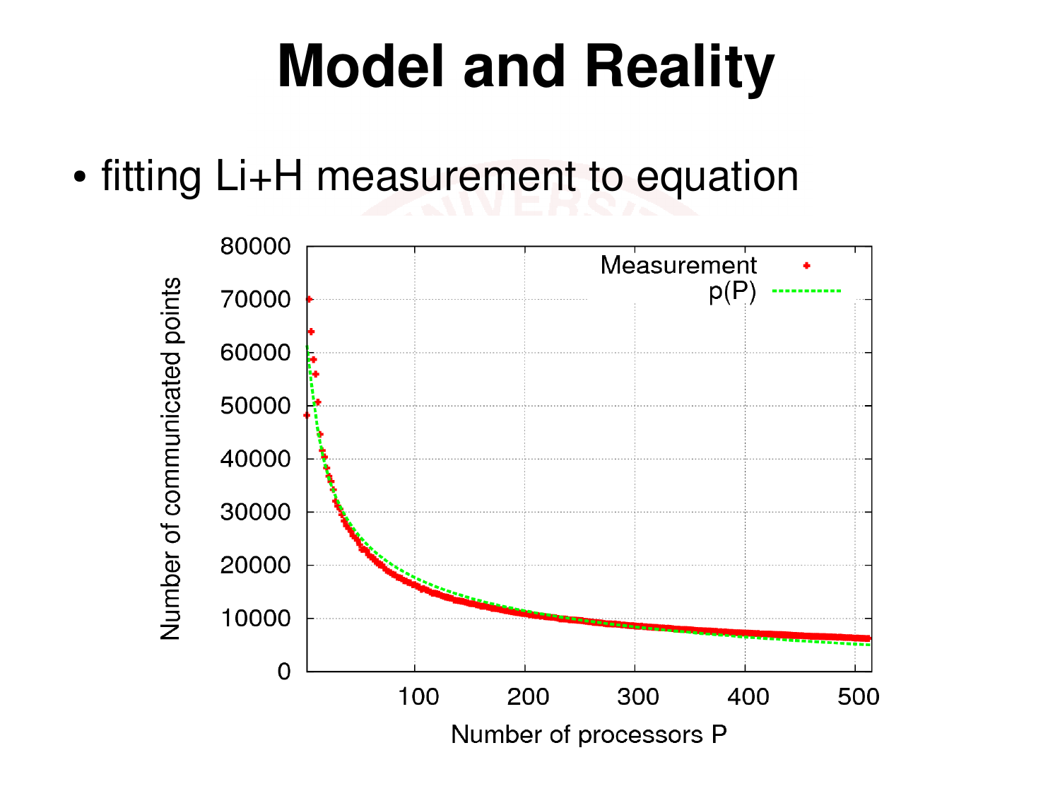# Model and Reality

- fitting Li+H measurement to equation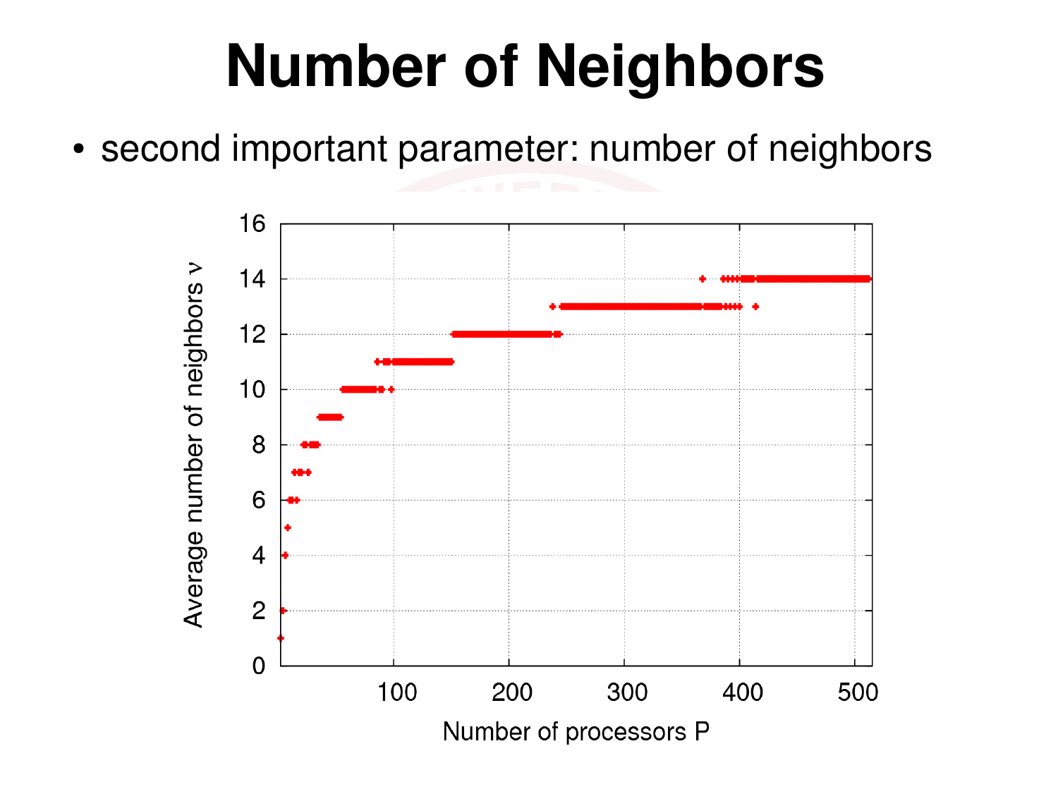# Number of Neighbors

- second important parameter: number of neighbors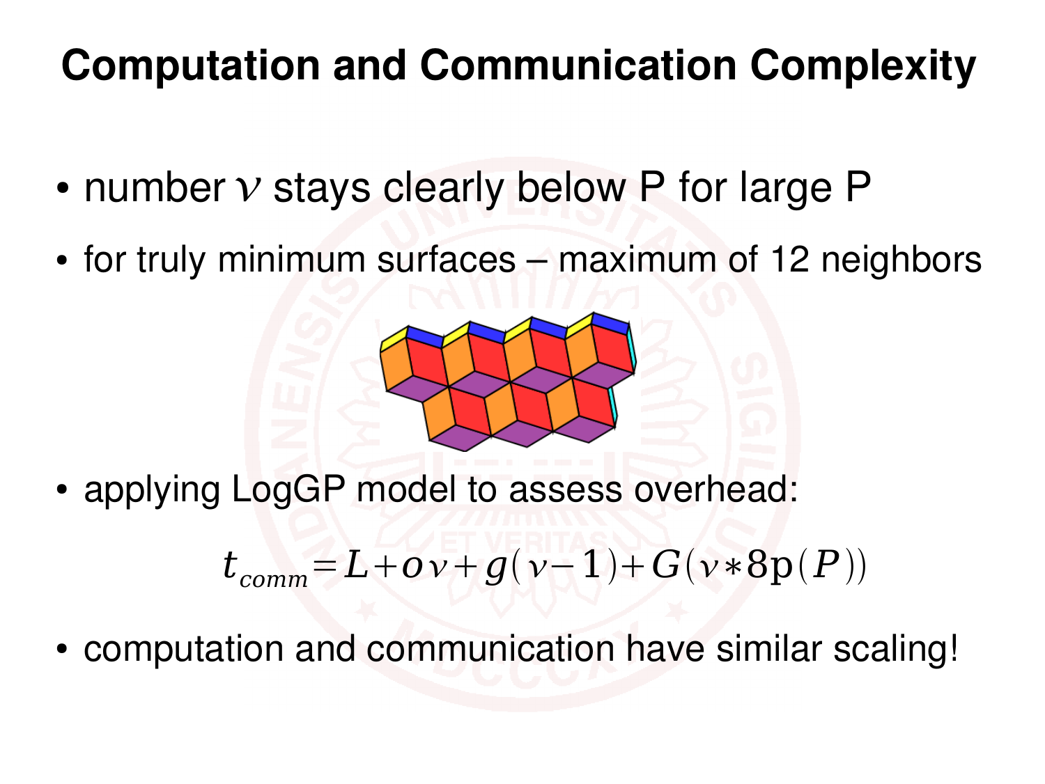# Computation and Communication Complexity

- number $\nu$ stays clearly below P for large P
- for truly minimum surfaces – maximum of 12 neighbors
- applying LogGP model to assess overhead:

$$t_{comm} = L + o\nu + g(\nu - 1) + G(\nu * 8\mathrm{p}(P))$$

- computation and communication have similar scaling!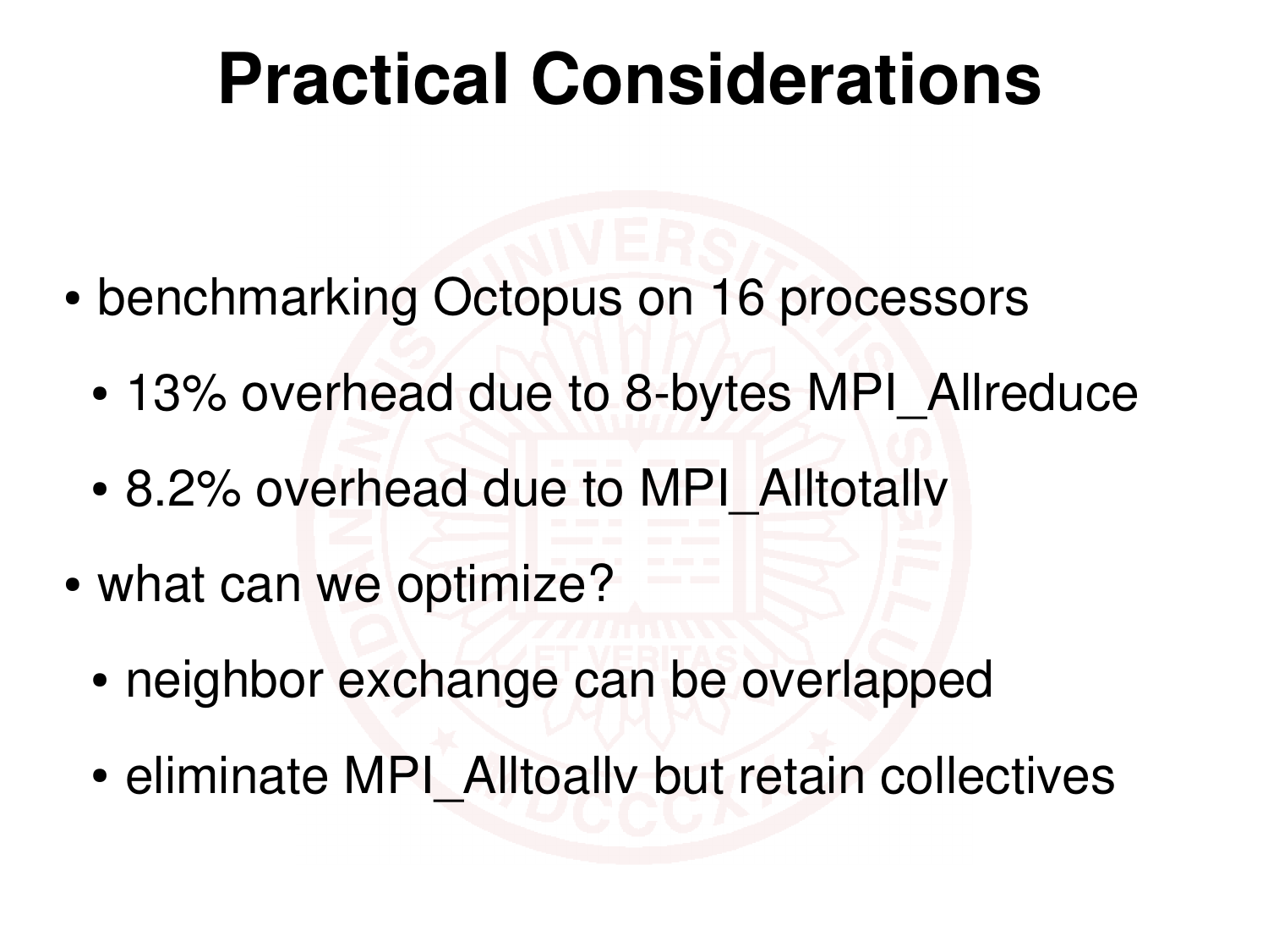# Practical Considerations

- benchmarking Octopus on 16 processors
  - 13% overhead due to 8-bytes MPI_Allreduce
  - 8.2% overhead due to MPI_Alltotallv
- what can we optimize?
  - neighbor exchange can be overlapped
  - eliminate MPI_Alltoallv but retain collectives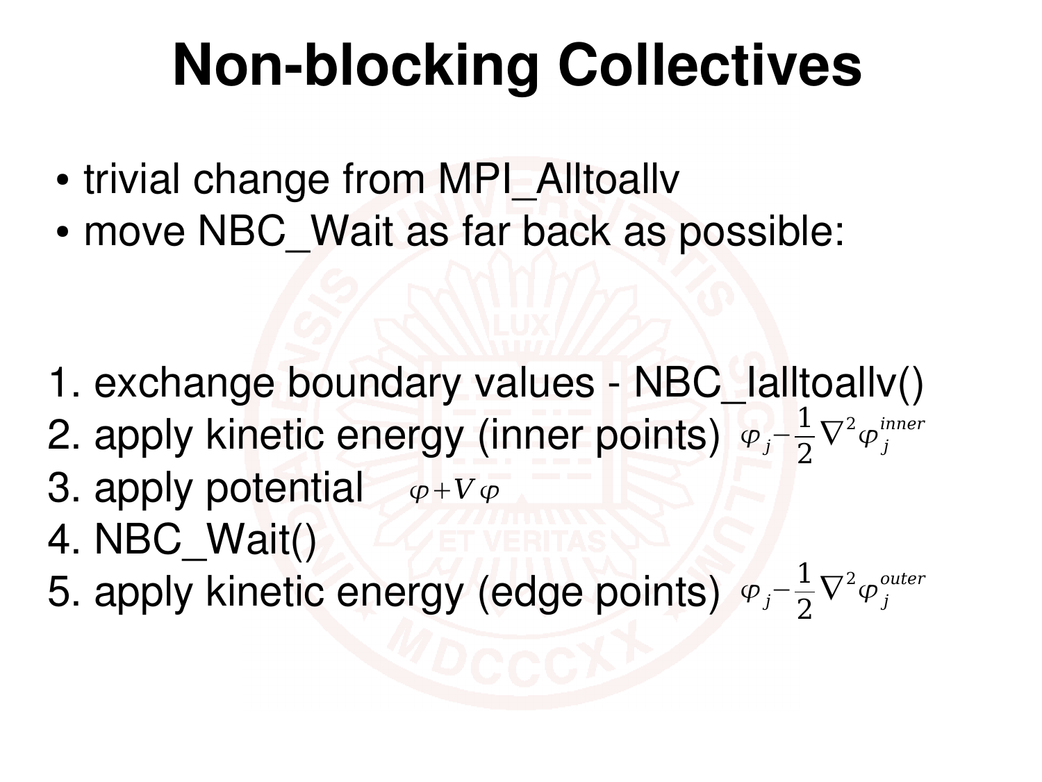# Non-blocking Collectives

- trivial change from MPI_Alltoallv
- move NBC_Wait as far back as possible:

1. exchange boundary values - NBC_Ialltoallv()
2. apply kinetic energy (inner points) $\varphi_j - \frac{1}{2}\nabla^2\varphi_j^{inner}$
3. apply potential $\varphi + V\varphi$
4. NBC_Wait()
5. apply kinetic energy (edge points) $\varphi_j - \frac{1}{2}\nabla^2\varphi_j^{outer}$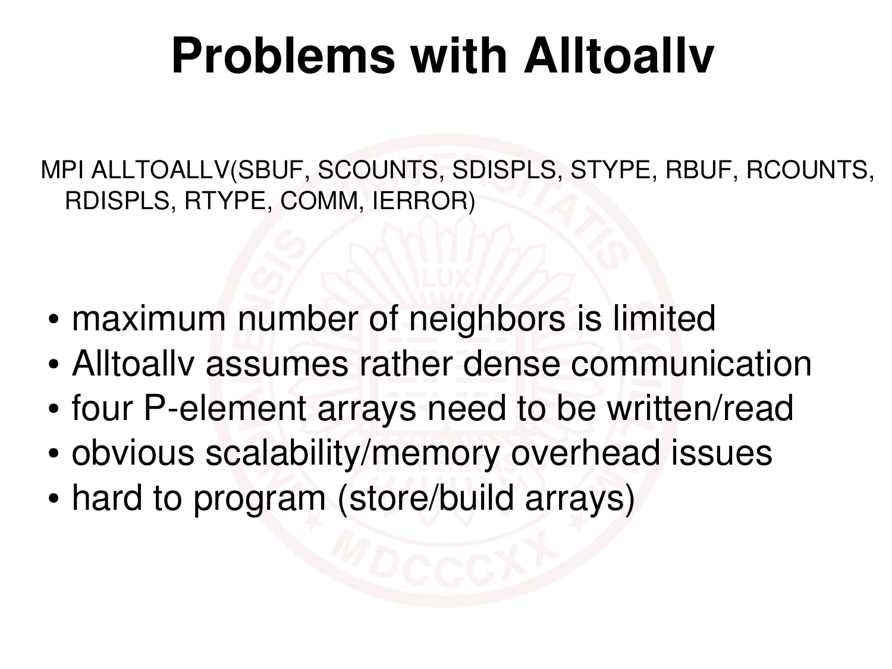# Problems with Alltoallv

MPI ALLTOALLV(SBUF, SCOUNTS, SDISPLS, STYPE, RBUF, RCOUNTS, RDISPLS, RTYPE, COMM, IERROR)

- maximum number of neighbors is limited
- Alltoallv assumes rather dense communication
- four P-element arrays need to be written/read
- obvious scalability/memory overhead issues
- hard to program (store/build arrays)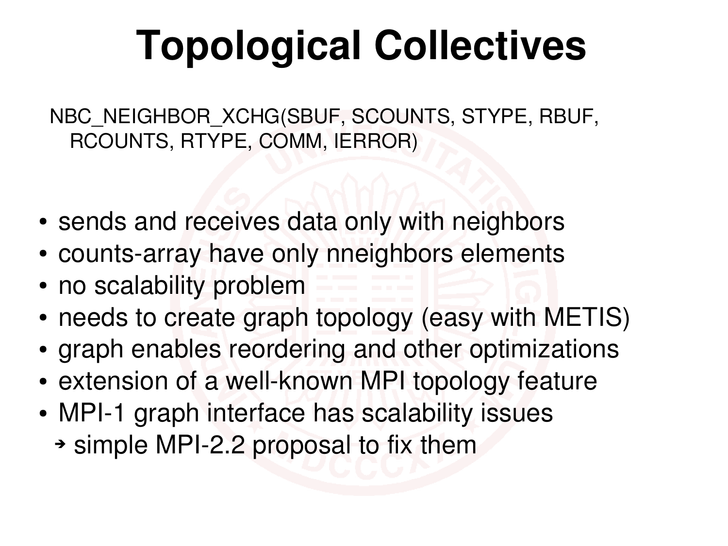# Topological Collectives

NBC_NEIGHBOR_XCHG(SBUF, SCOUNTS, STYPE, RBUF, RCOUNTS, RTYPE, COMM, IERROR)

- sends and receives data only with neighbors
- counts-array have only nneighbors elements
- no scalability problem
- needs to create graph topology (easy with METIS)
- graph enables reordering and other optimizations
- extension of a well-known MPI topology feature
- MPI-1 graph interface has scalability issues
  → simple MPI-2.2 proposal to fix them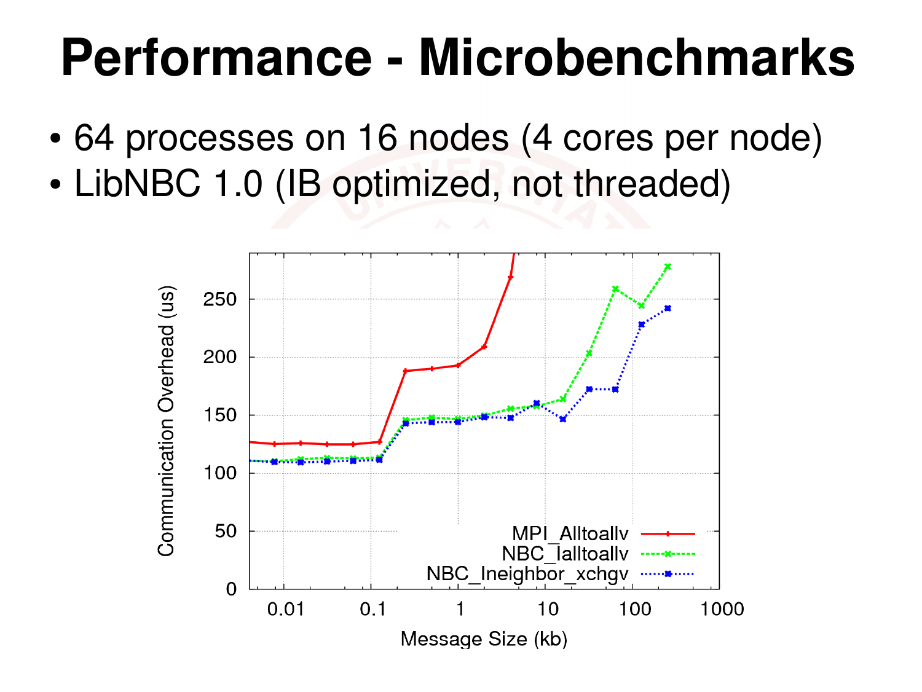# Performance - Microbenchmarks

- 64 processes on 16 nodes (4 cores per node)
- LibNBC 1.0 (IB optimized, not threaded)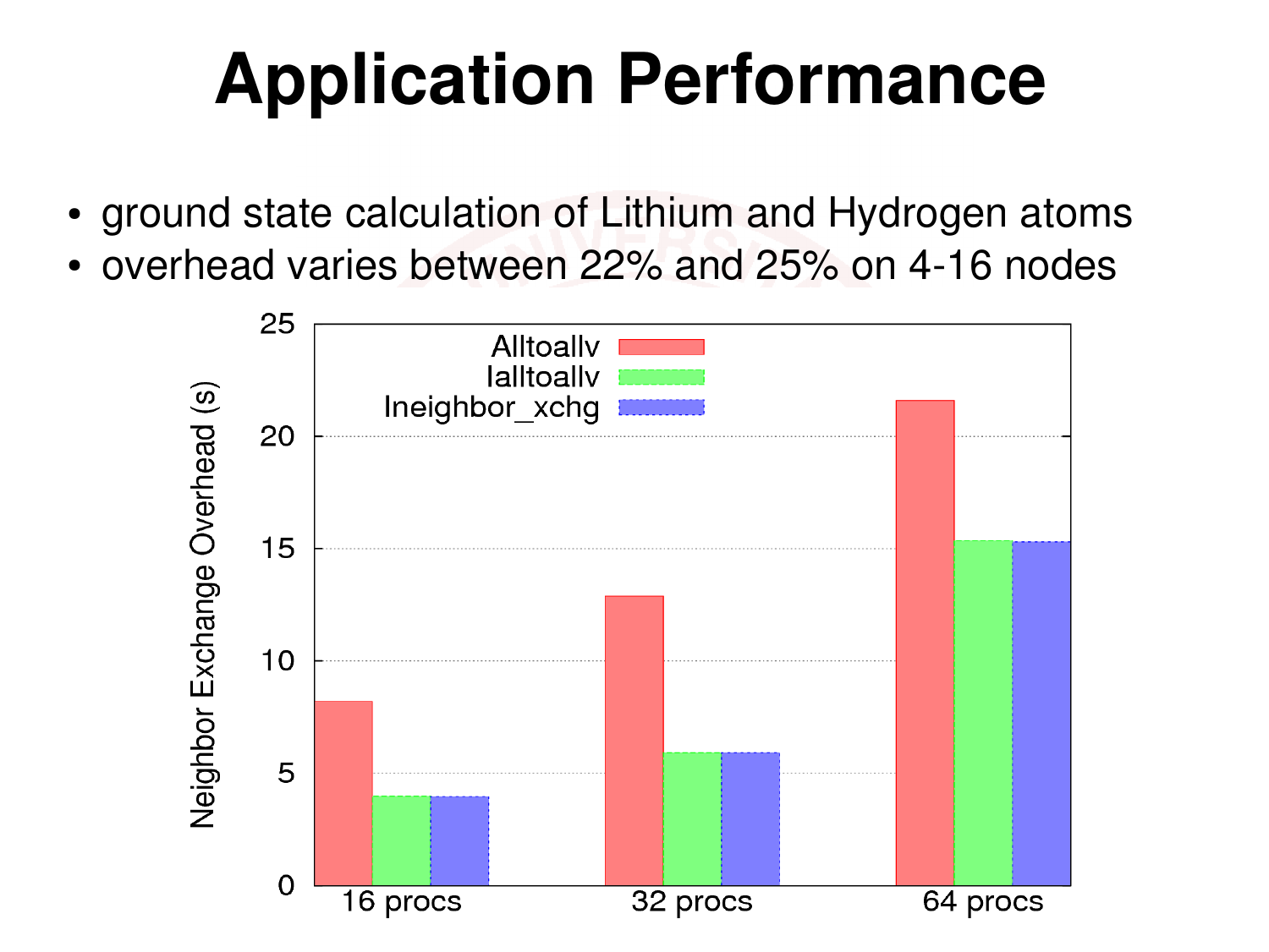# Application Performance

- ground state calculation of Lithium and Hydrogen atoms
- overhead varies between 22% and 25% on 4-16 nodes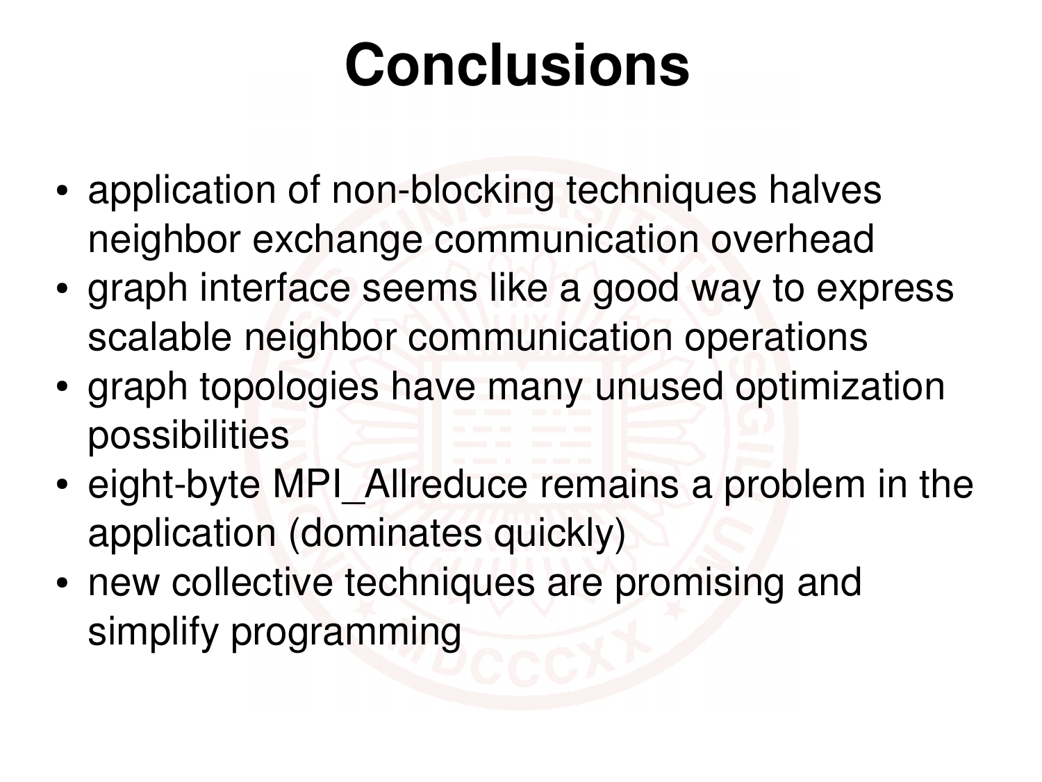# Conclusions

- application of non-blocking techniques halves neighbor exchange communication overhead
- graph interface seems like a good way to express scalable neighbor communication operations
- graph topologies have many unused optimization possibilities
- eight-byte MPI_Allreduce remains a problem in the application (dominates quickly)
- new collective techniques are promising and simplify programming